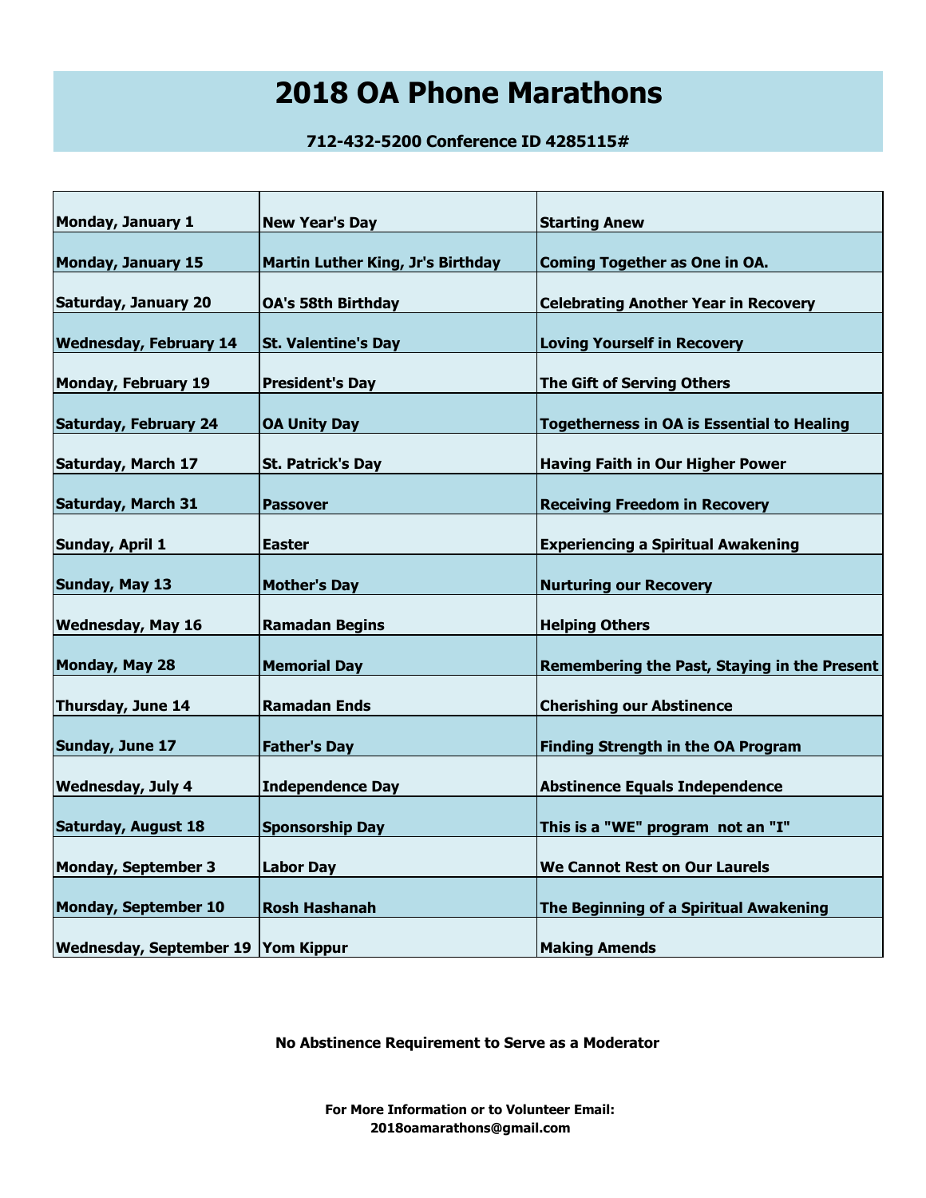# 2018 OA Phone Marathons

**712-432-5200 Conference ID 4285115#**

| | | |
|---|---|---|
| **Monday, January 1** | **New Year's Day** | **Starting Anew** |
| **Monday, January 15** | **Martin Luther King, Jr's Birthday** | **Coming Together as One in OA.** |
| **Saturday, January 20** | **OA's 58th Birthday** | **Celebrating Another Year in Recovery** |
| **Wednesday, February 14** | **St. Valentine's Day** | **Loving Yourself in Recovery** |
| **Monday, February 19** | **President's Day** | **The Gift of Serving Others** |
| **Saturday, February 24** | **OA Unity Day** | **Togetherness in OA is Essential to Healing** |
| **Saturday, March 17** | **St. Patrick's Day** | **Having Faith in Our Higher Power** |
| **Saturday, March 31** | **Passover** | **Receiving Freedom in Recovery** |
| **Sunday, April 1** | **Easter** | **Experiencing a Spiritual Awakening** |
| **Sunday, May 13** | **Mother's Day** | **Nurturing our Recovery** |
| **Wednesday, May 16** | **Ramadan Begins** | **Helping Others** |
| **Monday, May 28** | **Memorial Day** | **Remembering the Past, Staying in the Present** |
| **Thursday, June 14** | **Ramadan Ends** | **Cherishing our Abstinence** |
| **Sunday, June 17** | **Father's Day** | **Finding Strength in the OA Program** |
| **Wednesday, July 4** | **Independence Day** | **Abstinence Equals Independence** |
| **Saturday, August 18** | **Sponsorship Day** | **This is a "WE" program not an "I"** |
| **Monday, September 3** | **Labor Day** | **We Cannot Rest on Our Laurels** |
| **Monday, September 10** | **Rosh Hashanah** | **The Beginning of a Spiritual Awakening** |
| **Wednesday, September 19** | **Yom Kippur** | **Making Amends** |

**No Abstinence Requirement to Serve as a Moderator**

**For More Information or to Volunteer Email:**
**2018oamarathons@gmail.com**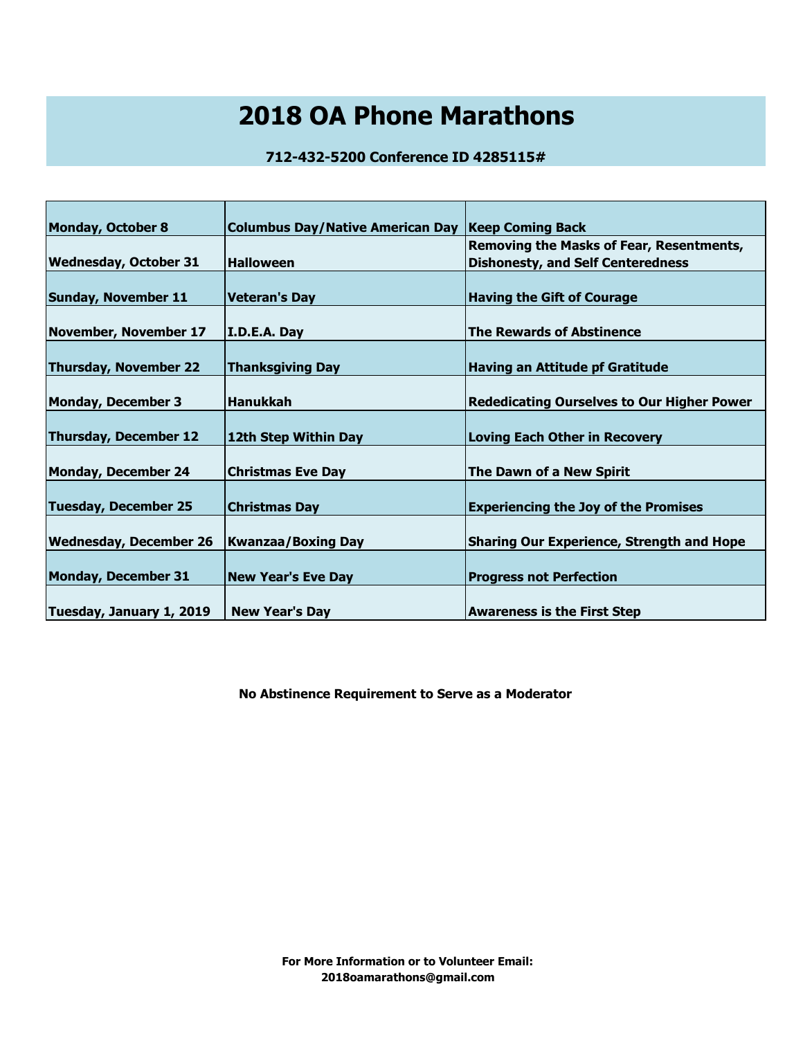# 2018 OA Phone Marathons

**712-432-5200 Conference ID 4285115#**

| | | |
|---|---|---|
| **Monday, October 8** | **Columbus Day/Native American Day** | **Keep Coming Back** |
| **Wednesday, October 31** | **Halloween** | **Removing the Masks of Fear, Resentments, Dishonesty, and Self Centeredness** |
| **Sunday, November 11** | **Veteran's Day** | **Having the Gift of Courage** |
| **November, November 17** | **I.D.E.A. Day** | **The Rewards of Abstinence** |
| **Thursday, November 22** | **Thanksgiving Day** | **Having an Attitude pf Gratitude** |
| **Monday, December 3** | **Hanukkah** | **Rededicating Ourselves to Our Higher Power** |
| **Thursday, December 12** | **12th Step Within Day** | **Loving Each Other in Recovery** |
| **Monday, December 24** | **Christmas Eve Day** | **The Dawn of a New Spirit** |
| **Tuesday, December 25** | **Christmas Day** | **Experiencing the Joy of the Promises** |
| **Wednesday, December 26** | **Kwanzaa/Boxing Day** | **Sharing Our Experience, Strength and Hope** |
| **Monday, December 31** | **New Year's Eve Day** | **Progress not Perfection** |
| **Tuesday, January 1, 2019** | **New Year's Day** | **Awareness is the First Step** |

**No Abstinence Requirement to Serve as a Moderator**

**For More Information or to Volunteer Email:**
**2018oamarathons@gmail.com**